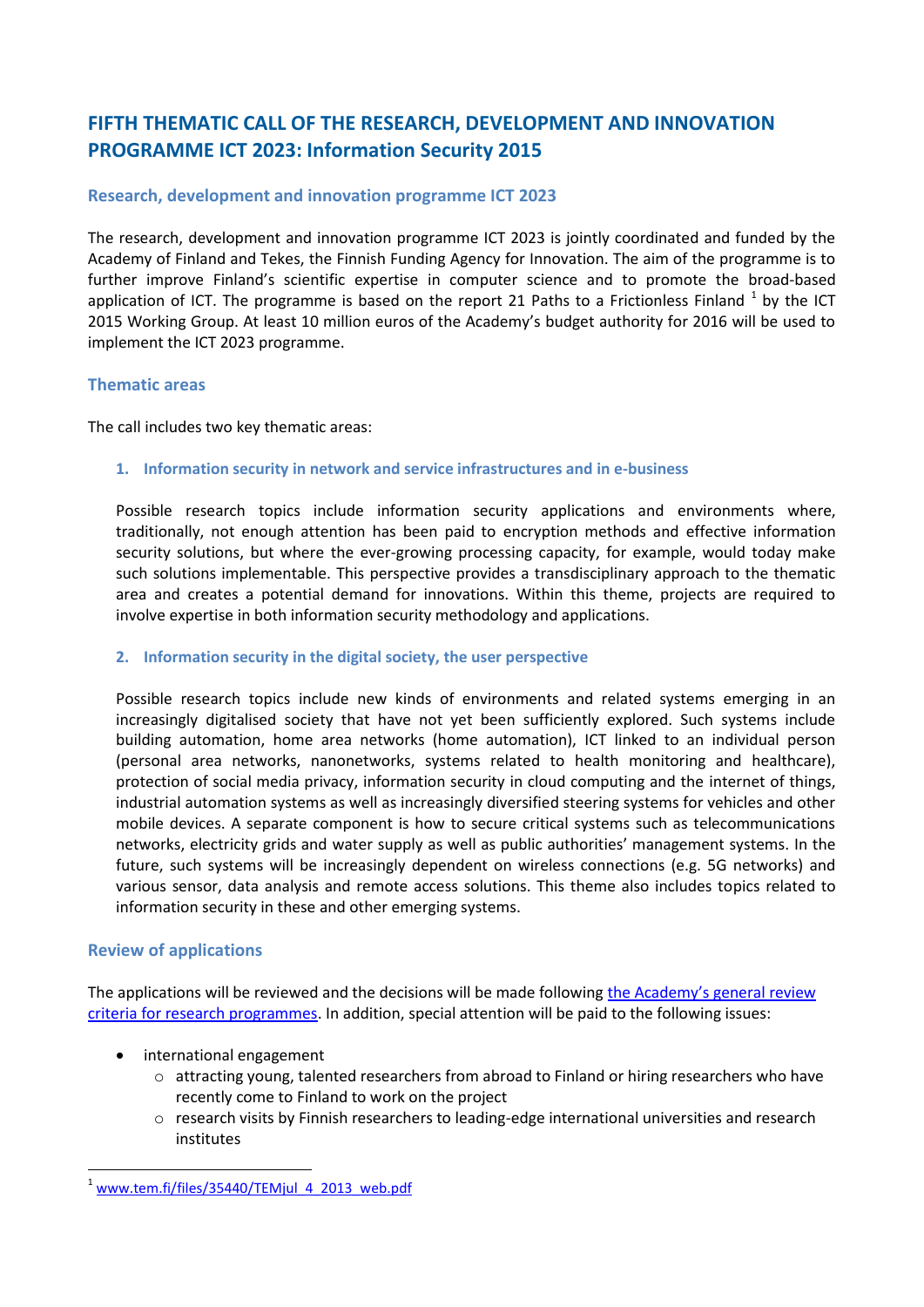# FIFTH THEMATIC CALL OF THE RESEARCH, DEVELOPMENT AND INNOVATION PROGRAMME ICT 2023: Information Security 2015

## Research, development and innovation programme ICT 2023

The research, development and innovation programme ICT 2023 is jointly coordinated and funded by the Academy of Finland and Tekes, the Finnish Funding Agency for Innovation. The aim of the programme is to further improve Finland's scientific expertise in computer science and to promote the broad-based application of ICT. The programme is based on the report 21 Paths to a Frictionless Finland [1] by the ICT 2015 Working Group. At least 10 million euros of the Academy's budget authority for 2016 will be used to implement the ICT 2023 programme.

## Thematic areas

The call includes two key thematic areas:

### 1. Information security in network and service infrastructures and in e-business

Possible research topics include information security applications and environments where, traditionally, not enough attention has been paid to encryption methods and effective information security solutions, but where the ever-growing processing capacity, for example, would today make such solutions implementable. This perspective provides a transdisciplinary approach to the thematic area and creates a potential demand for innovations. Within this theme, projects are required to involve expertise in both information security methodology and applications.

### 2. Information security in the digital society, the user perspective

Possible research topics include new kinds of environments and related systems emerging in an increasingly digitalised society that have not yet been sufficiently explored. Such systems include building automation, home area networks (home automation), ICT linked to an individual person (personal area networks, nanonetworks, systems related to health monitoring and healthcare), protection of social media privacy, information security in cloud computing and the internet of things, industrial automation systems as well as increasingly diversified steering systems for vehicles and other mobile devices. A separate component is how to secure critical systems such as telecommunications networks, electricity grids and water supply as well as public authorities' management systems. In the future, such systems will be increasingly dependent on wireless connections (e.g. 5G networks) and various sensor, data analysis and remote access solutions. This theme also includes topics related to information security in these and other emerging systems.

## Review of applications

The applications will be reviewed and the decisions will be made following the Academy's general review criteria for research programmes. In addition, special attention will be paid to the following issues:

- international engagement
  - attracting young, talented researchers from abroad to Finland or hiring researchers who have recently come to Finland to work on the project
  - research visits by Finnish researchers to leading-edge international universities and research institutes

---

[1] www.tem.fi/files/35440/TEMjul_4_2013_web.pdf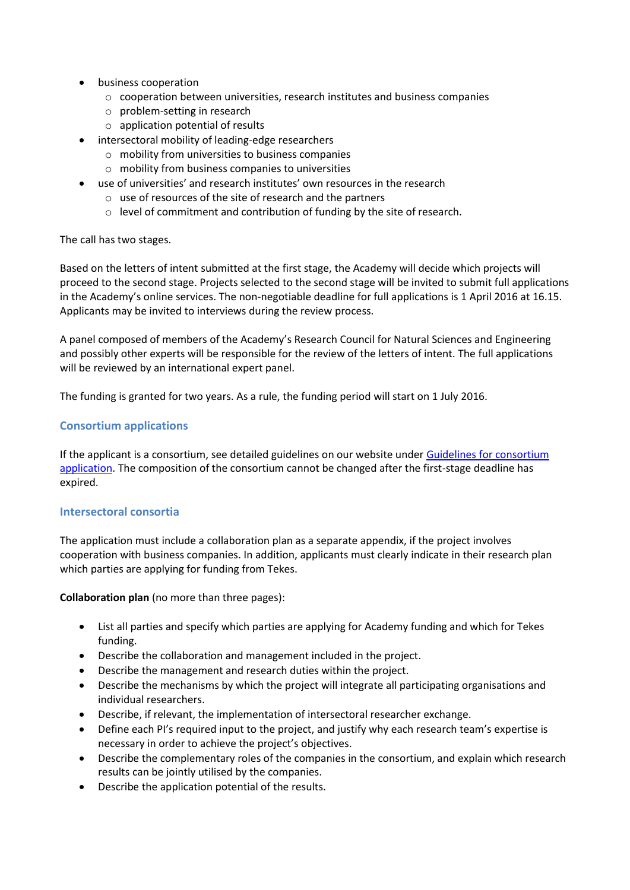- business cooperation
  - cooperation between universities, research institutes and business companies
  - problem-setting in research
  - application potential of results
- intersectoral mobility of leading-edge researchers
  - mobility from universities to business companies
  - mobility from business companies to universities
- use of universities' and research institutes' own resources in the research
  - use of resources of the site of research and the partners
  - level of commitment and contribution of funding by the site of research.

The call has two stages.

Based on the letters of intent submitted at the first stage, the Academy will decide which projects will proceed to the second stage. Projects selected to the second stage will be invited to submit full applications in the Academy's online services. The non-negotiable deadline for full applications is 1 April 2016 at 16.15. Applicants may be invited to interviews during the review process.

A panel composed of members of the Academy's Research Council for Natural Sciences and Engineering and possibly other experts will be responsible for the review of the letters of intent. The full applications will be reviewed by an international expert panel.

The funding is granted for two years. As a rule, the funding period will start on 1 July 2016.

### Consortium applications

If the applicant is a consortium, see detailed guidelines on our website under [Guidelines for consortium application](). The composition of the consortium cannot be changed after the first-stage deadline has expired.

### Intersectoral consortia

The application must include a collaboration plan as a separate appendix, if the project involves cooperation with business companies. In addition, applicants must clearly indicate in their research plan which parties are applying for funding from Tekes.

**Collaboration plan** (no more than three pages):

- List all parties and specify which parties are applying for Academy funding and which for Tekes funding.
- Describe the collaboration and management included in the project.
- Describe the management and research duties within the project.
- Describe the mechanisms by which the project will integrate all participating organisations and individual researchers.
- Describe, if relevant, the implementation of intersectoral researcher exchange.
- Define each PI's required input to the project, and justify why each research team's expertise is necessary in order to achieve the project's objectives.
- Describe the complementary roles of the companies in the consortium, and explain which research results can be jointly utilised by the companies.
- Describe the application potential of the results.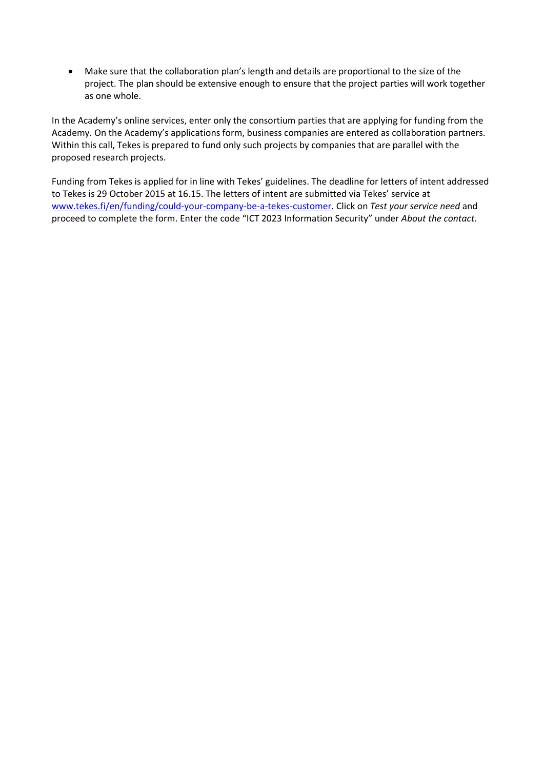- Make sure that the collaboration plan's length and details are proportional to the size of the project. The plan should be extensive enough to ensure that the project parties will work together as one whole.

In the Academy's online services, enter only the consortium parties that are applying for funding from the Academy. On the Academy's applications form, business companies are entered as collaboration partners. Within this call, Tekes is prepared to fund only such projects by companies that are parallel with the proposed research projects.

Funding from Tekes is applied for in line with Tekes' guidelines. The deadline for letters of intent addressed to Tekes is 29 October 2015 at 16.15. The letters of intent are submitted via Tekes' service at [www.tekes.fi/en/funding/could-your-company-be-a-tekes-customer](www.tekes.fi/en/funding/could-your-company-be-a-tekes-customer). Click on *Test your service need* and proceed to complete the form. Enter the code "ICT 2023 Information Security" under *About the contact*.